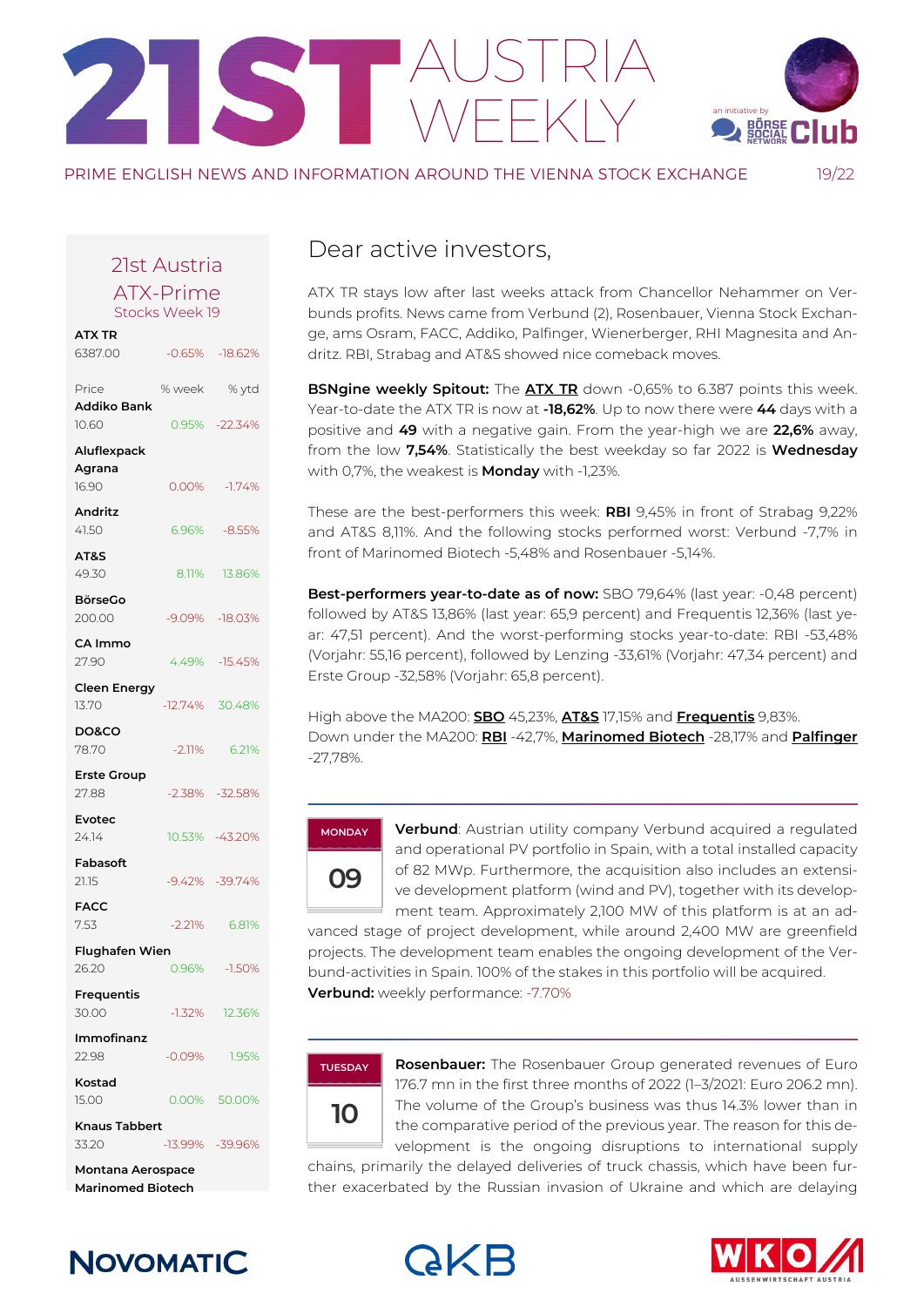# 21ST AUSTRIA WEEKLY

PRIME ENGLISH NEWS AND INFORMATION AROUND THE VIENNA STOCK EXCHANGE 19/22

an initiative by Börse Social Network Club

## 21st Austria ATX-Prime Stocks Week 19

| | % week | % ytd |
|---|---|---|
| **ATX TR** 6387.00 | -0.65% | -18.62% |
| Price | % week | % ytd |
| **Addiko Bank** 10.60 | 0.95% | -22.34% |
| **Aluflexpack** | | |
| **Agrana** 16.90 | 0.00% | -1.74% |
| **Andritz** 41.50 | 6.96% | -8.55% |
| **AT&S** 49.30 | 8.11% | 13.86% |
| **BörseGo** 200.00 | -9.09% | -18.03% |
| **CA Immo** 27.90 | 4.49% | -15.45% |
| **Cleen Energy** 13.70 | -12.74% | 30.48% |
| **DO&CO** 78.70 | -2.11% | 6.21% |
| **Erste Group** 27.88 | -2.38% | -32.58% |
| **Evotec** 24.14 | 10.53% | -43.20% |
| **Fabasoft** 21.15 | -9.42% | -39.74% |
| **FACC** 7.53 | -2.21% | 6.81% |
| **Flughafen Wien** 26.20 | 0.96% | -1.50% |
| **Frequentis** 30.00 | -1.32% | 12.36% |
| **Immofinanz** 22.98 | -0.09% | 1.95% |
| **Kostad** 15.00 | 0.00% | 50.00% |
| **Knaus Tabbert** 33.20 | -13.99% | -39.96% |
| **Montana Aerospace** | | |
| **Marinomed Biotech** | | |

Dear active investors,

ATX TR stays low after last weeks attack from Chancellor Nehammer on Verbunds profits. News came from Verbund (2), Rosenbauer, Vienna Stock Exchange, ams Osram, FACC, Addiko, Palfinger, Wienerberger, RHI Magnesita and Andritz. RBI, Strabag and AT&S showed nice comeback moves.

**BSNgine weekly Spitout:** The **ATX TR** down -0,65% to 6.387 points this week. Year-to-date the ATX TR is now at **-18,62%**. Up to now there were **44** days with a positive and **49** with a negative gain. From the year-high we are **22,6%** away, from the low **7,54%**. Statistically the best weekday so far 2022 is **Wednesday** with 0,7%, the weakest is **Monday** with -1,23%.

These are the best-performers this week: **RBI** 9,45% in front of Strabag 9,22% and AT&S 8,11%. And the following stocks performed worst: Verbund -7,7% in front of Marinomed Biotech -5,48% and Rosenbauer -5,14%.

**Best-performers year-to-date as of now:** SBO 79,64% (last year: -0,48 percent) followed by AT&S 13,86% (last year: 65,9 percent) and Frequentis 12,36% (last year: 47,51 percent). And the worst-performing stocks year-to-date: RBI -53,48% (Vorjahr: 55,16 percent), followed by Lenzing -33,61% (Vorjahr: 47,34 percent) and Erste Group -32,58% (Vorjahr: 65,8 percent).

High above the MA200: **SBO** 45,23%, **AT&S** 17,15% and **Frequentis** 9,83%.
Down under the MA200: **RBI** -42,7%, **Marinomed Biotech** -28,17% and **Palfinger** -27,78%.

**MONDAY 09**

**Verbund**: Austrian utility company Verbund acquired a regulated and operational PV portfolio in Spain, with a total installed capacity of 82 MWp. Furthermore, the acquisition also includes an extensive development platform (wind and PV), together with its development team. Approximately 2,100 MW of this platform is at an advanced stage of project development, while around 2,400 MW are greenfield projects. The development team enables the ongoing development of the Verbund-activities in Spain. 100% of the stakes in this portfolio will be acquired.
**Verbund:** weekly performance: -7.70%

**TUESDAY 10**

**Rosenbauer:** The Rosenbauer Group generated revenues of Euro 176.7 mn in the first three months of 2022 (1–3/2021: Euro 206.2 mn). The volume of the Group's business was thus 14.3% lower than in the comparative period of the previous year. The reason for this development is the ongoing disruptions to international supply chains, primarily the delayed deliveries of truck chassis, which have been further exacerbated by the Russian invasion of Ukraine and which are delaying

NOVOMATIC | OeKB | WKO AUSSENWIRTSCHAFT AUSTRIA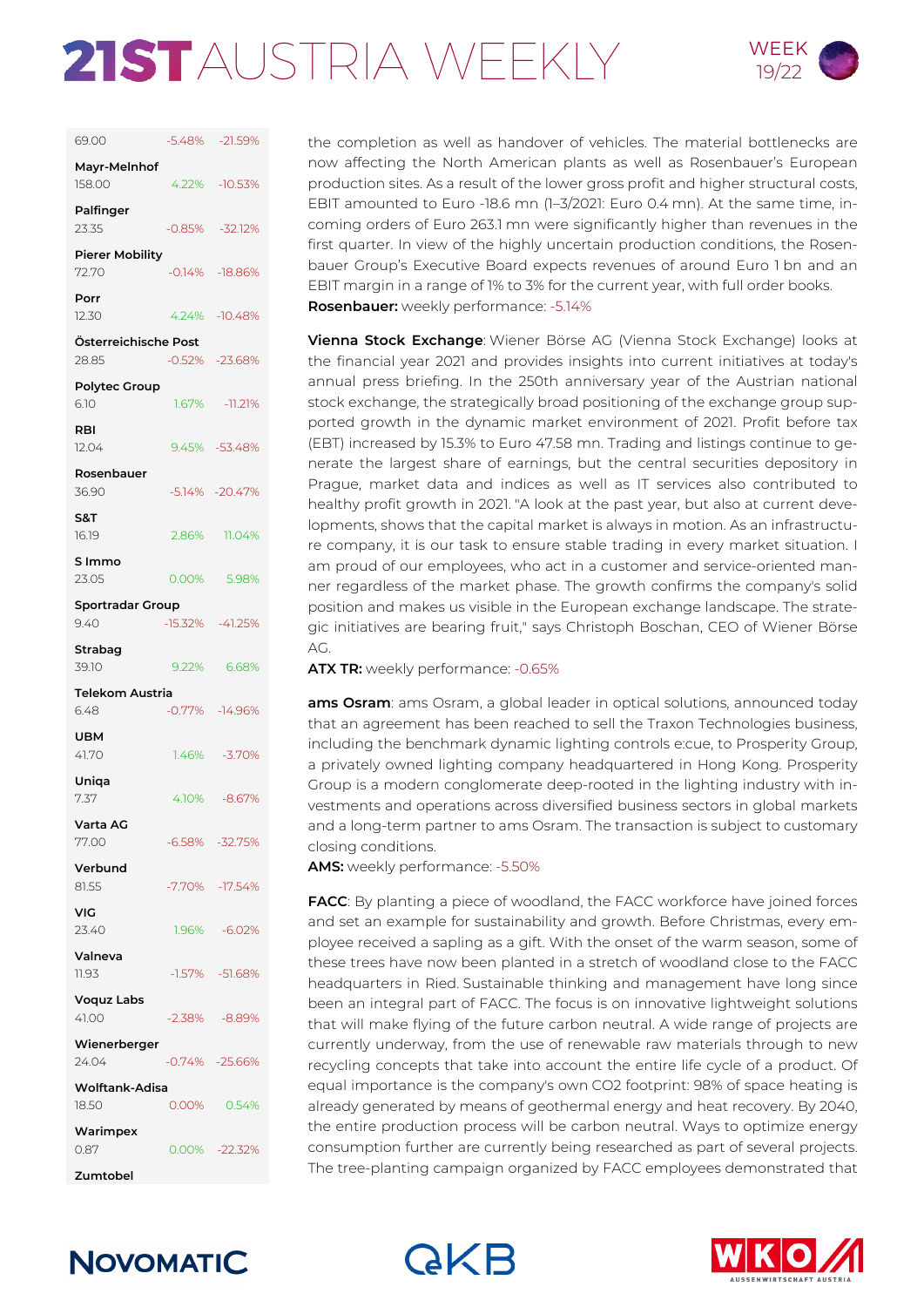| | | |
|---|---|---|
| | 69.00 | -5.48% | -21.59% |
| Mayr-Melnhof | 158.00 | 4.22% | -10.53% |
| Palfinger | 23.35 | -0.85% | -32.12% |
| Pierer Mobility | 72.70 | -0.14% | -18.86% |
| Porr | 12.30 | 4.24% | -10.48% |
| Österreichische Post | 28.85 | -0.52% | -23.68% |
| Polytec Group | 6.10 | 1.67% | -11.21% |
| RBI | 12.04 | 9.45% | -53.48% |
| Rosenbauer | 36.90 | -5.14% | -20.47% |
| S&T | 16.19 | 2.86% | 11.04% |
| S Immo | 23.05 | 0.00% | 5.98% |
| Sportradar Group | 9.40 | -15.32% | -41.25% |
| Strabag | 39.10 | 9.22% | 6.68% |
| Telekom Austria | 6.48 | -0.77% | -14.96% |
| UBM | 41.70 | 1.46% | -3.70% |
| Uniqa | 7.37 | 4.10% | -8.67% |
| Varta AG | 77.00 | -6.58% | -32.75% |
| Verbund | 81.55 | -7.70% | -17.54% |
| VIG | 23.40 | 1.96% | -6.02% |
| Valneva | 11.93 | -1.57% | -51.68% |
| Voquz Labs | 41.00 | -2.38% | -8.89% |
| Wienerberger | 24.04 | -0.74% | -25.66% |
| Wolftank-Adisa | 18.50 | 0.00% | 0.54% |
| Warimpex | 0.87 | 0.00% | -22.32% |
| Zumtobel | | | |

the completion as well as handover of vehicles. The material bottlenecks are now affecting the North American plants as well as Rosenbauer's European production sites. As a result of the lower gross profit and higher structural costs, EBIT amounted to Euro -18.6 mn (1–3/2021: Euro 0.4 mn). At the same time, incoming orders of Euro 263.1 mn were significantly higher than revenues in the first quarter. In view of the highly uncertain production conditions, the Rosenbauer Group's Executive Board expects revenues of around Euro 1 bn and an EBIT margin in a range of 1% to 3% for the current year, with full order books.
**Rosenbauer:** weekly performance: -5.14%

**Vienna Stock Exchange**: Wiener Börse AG (Vienna Stock Exchange) looks at the financial year 2021 and provides insights into current initiatives at today's annual press briefing. In the 250th anniversary year of the Austrian national stock exchange, the strategically broad positioning of the exchange group supported growth in the dynamic market environment of 2021. Profit before tax (EBT) increased by 15.3% to Euro 47.58 mn. Trading and listings continue to generate the largest share of earnings, but the central securities depository in Prague, market data and indices as well as IT services also contributed to healthy profit growth in 2021. "A look at the past year, but also at current developments, shows that the capital market is always in motion. As an infrastructure company, it is our task to ensure stable trading in every market situation. I am proud of our employees, who act in a customer and service-oriented manner regardless of the market phase. The growth confirms the company's solid position and makes us visible in the European exchange landscape. The strategic initiatives are bearing fruit," says Christoph Boschan, CEO of Wiener Börse AG.
**ATX TR:** weekly performance: -0.65%

**ams Osram**: ams Osram, a global leader in optical solutions, announced today that an agreement has been reached to sell the Traxon Technologies business, including the benchmark dynamic lighting controls e:cue, to Prosperity Group, a privately owned lighting company headquartered in Hong Kong. Prosperity Group is a modern conglomerate deep-rooted in the lighting industry with investments and operations across diversified business sectors in global markets and a long-term partner to ams Osram. The transaction is subject to customary closing conditions.
**AMS:** weekly performance: -5.50%

**FACC**: By planting a piece of woodland, the FACC workforce have joined forces and set an example for sustainability and growth. Before Christmas, every employee received a sapling as a gift. With the onset of the warm season, some of these trees have now been planted in a stretch of woodland close to the FACC headquarters in Ried. Sustainable thinking and management have long since been an integral part of FACC. The focus is on innovative lightweight solutions that will make flying of the future carbon neutral. A wide range of projects are currently underway, from the use of renewable raw materials through to new recycling concepts that take into account the entire life cycle of a product. Of equal importance is the company's own $CO_2$ footprint: 98% of space heating is already generated by means of geothermal energy and heat recovery. By 2040, the entire production process will be carbon neutral. Ways to optimize energy consumption further are currently being researched as part of several projects. The tree-planting campaign organized by FACC employees demonstrated that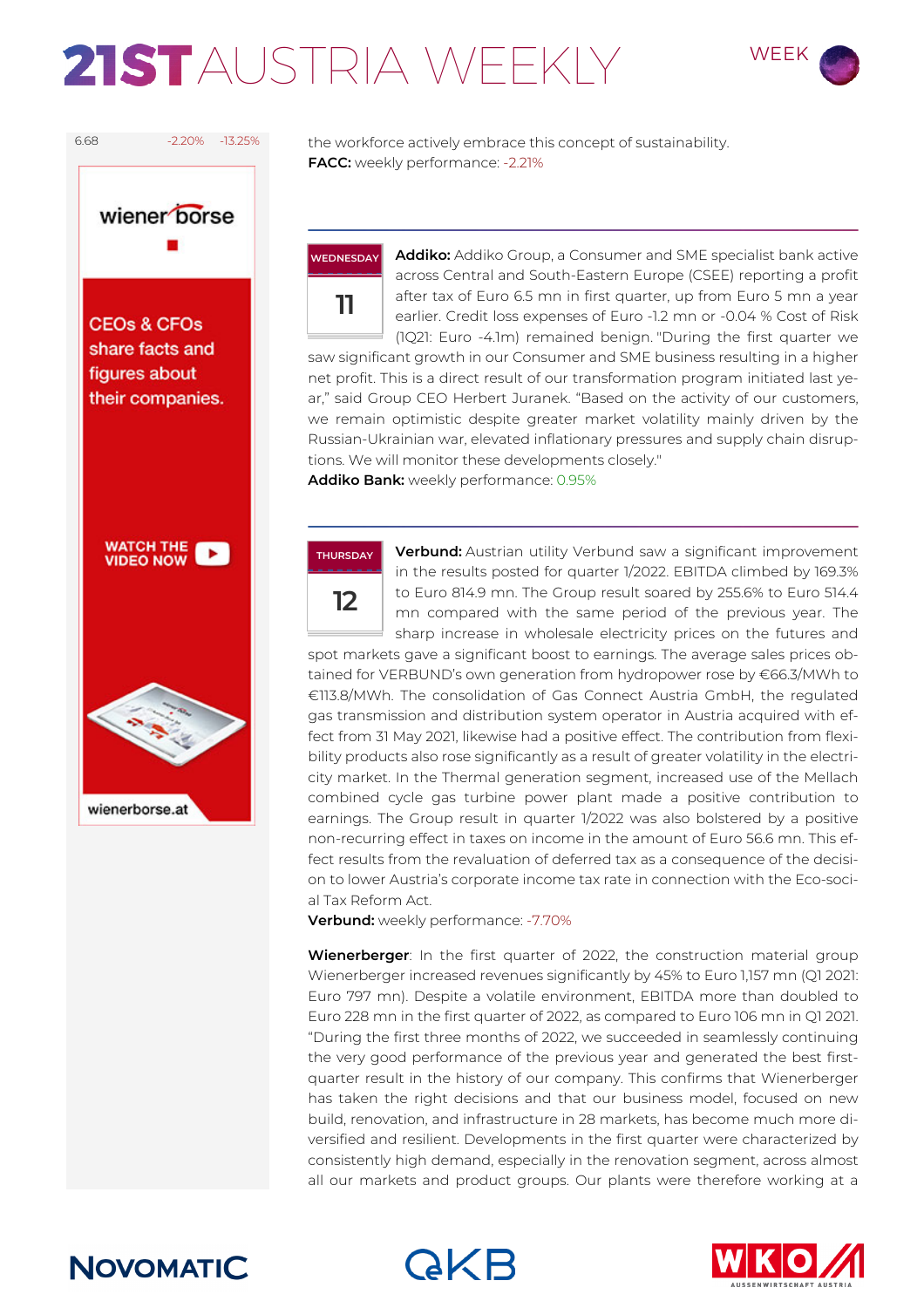the workforce actively embrace this concept of sustainability.
**FACC:** weekly performance: -2.21%

WEDNESDAY 11

**Addiko:** Addiko Group, a Consumer and SME specialist bank active across Central and South-Eastern Europe (CSEE) reporting a profit after tax of Euro 6.5 mn in first quarter, up from Euro 5 mn a year earlier. Credit loss expenses of Euro -1.2 mn or -0.04 % Cost of Risk (1Q21: Euro -4.1m) remained benign. "During the first quarter we saw significant growth in our Consumer and SME business resulting in a higher net profit. This is a direct result of our transformation program initiated last year," said Group CEO Herbert Juranek. "Based on the activity of our customers, we remain optimistic despite greater market volatility mainly driven by the Russian-Ukrainian war, elevated inflationary pressures and supply chain disruptions. We will monitor these developments closely."
**Addiko Bank:** weekly performance: 0.95%

THURSDAY 12

**Verbund:** Austrian utility Verbund saw a significant improvement in the results posted for quarter 1/2022. EBITDA climbed by 169.3% to Euro 814.9 mn. The Group result soared by 255.6% to Euro 514.4 mn compared with the same period of the previous year. The sharp increase in wholesale electricity prices on the futures and spot markets gave a significant boost to earnings. The average sales prices obtained for VERBUND's own generation from hydropower rose by €66.3/MWh to €113.8/MWh. The consolidation of Gas Connect Austria GmbH, the regulated gas transmission and distribution system operator in Austria acquired with effect from 31 May 2021, likewise had a positive effect. The contribution from flexibility products also rose significantly as a result of greater volatility in the electricity market. In the Thermal generation segment, increased use of the Mellach combined cycle gas turbine power plant made a positive contribution to earnings. The Group result in quarter 1/2022 was also bolstered by a positive non-recurring effect in taxes on income in the amount of Euro 56.6 mn. This effect results from the revaluation of deferred tax as a consequence of the decision to lower Austria's corporate income tax rate in connection with the Eco-social Tax Reform Act.
**Verbund:** weekly performance: -7.70%

**Wienerberger**: In the first quarter of 2022, the construction material group Wienerberger increased revenues significantly by 45% to Euro 1,157 mn (Q1 2021: Euro 797 mn). Despite a volatile environment, EBITDA more than doubled to Euro 228 mn in the first quarter of 2022, as compared to Euro 106 mn in Q1 2021. "During the first three months of 2022, we succeeded in seamlessly continuing the very good performance of the previous year and generated the best first-quarter result in the history of our company. This confirms that Wienerberger has taken the right decisions and that our business model, focused on new build, renovation, and infrastructure in 28 markets, has become much more diversified and resilient. Developments in the first quarter were characterized by consistently high demand, especially in the renovation segment, across almost all our markets and product groups. Our plants were therefore working at a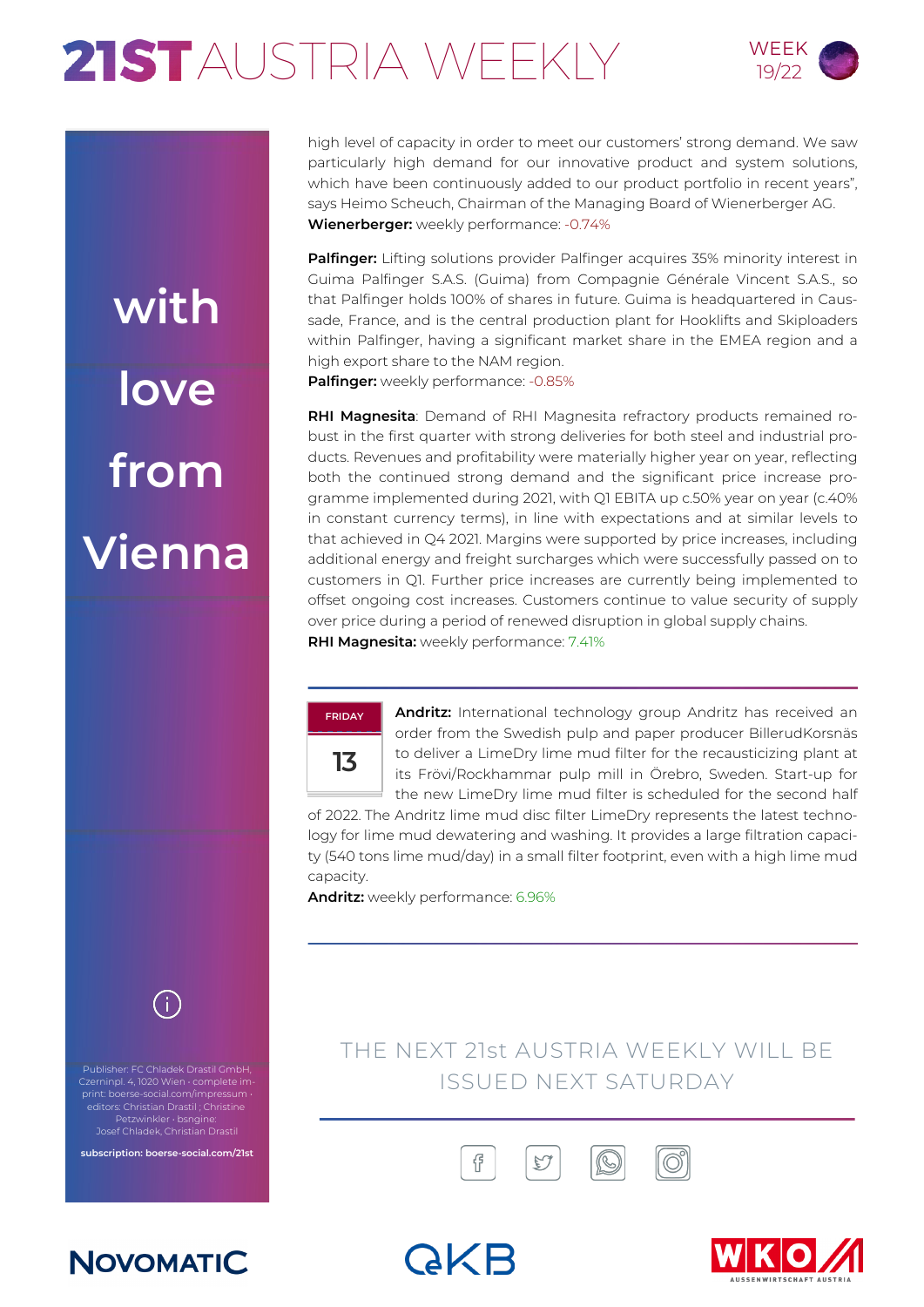with love from Vienna

high level of capacity in order to meet our customers' strong demand. We saw particularly high demand for our innovative product and system solutions, which have been continuously added to our product portfolio in recent years", says Heimo Scheuch, Chairman of the Managing Board of Wienerberger AG.
**Wienerberger:** weekly performance: -0.74%

**Palfinger:** Lifting solutions provider Palfinger acquires 35% minority interest in Guima Palfinger S.A.S. (Guima) from Compagnie Générale Vincent S.A.S., so that Palfinger holds 100% of shares in future. Guima is headquartered in Caussade, France, and is the central production plant for Hooklifts and Skiploaders within Palfinger, having a significant market share in the EMEA region and a high export share to the NAM region.
**Palfinger:** weekly performance: -0.85%

**RHI Magnesita**: Demand of RHI Magnesita refractory products remained robust in the first quarter with strong deliveries for both steel and industrial products. Revenues and profitability were materially higher year on year, reflecting both the continued strong demand and the significant price increase programme implemented during 2021, with Q1 EBITA up c.50% year on year (c.40% in constant currency terms), in line with expectations and at similar levels to that achieved in Q4 2021. Margins were supported by price increases, including additional energy and freight surcharges which were successfully passed on to customers in Q1. Further price increases are currently being implemented to offset ongoing cost increases. Customers continue to value security of supply over price during a period of renewed disruption in global supply chains.
**RHI Magnesita:** weekly performance: 7.41%

---

FRIDAY 13

**Andritz:** International technology group Andritz has received an order from the Swedish pulp and paper producer BillerudKorsnäs to deliver a LimeDry lime mud filter for the recausticizing plant at its Frövi/Rockhammar pulp mill in Örebro, Sweden. Start-up for the new LimeDry lime mud filter is scheduled for the second half of 2022. The Andritz lime mud disc filter LimeDry represents the latest technology for lime mud dewatering and washing. It provides a large filtration capacity (540 tons lime mud/day) in a small filter footprint, even with a high lime mud capacity.
**Andritz:** weekly performance: 6.96%

---

THE NEXT 21st AUSTRIA WEEKLY WILL BE ISSUED NEXT SATURDAY

Publisher: FC Chladek Drastil GmbH, Czerninpl. 4, 1020 Wien · complete imprint: boerse-social.com/impressum · editors: Christian Drastil ; Christine Petzwinkler · bsngine: Josef Chladek, Christian Drastil

**subscription: boerse-social.com/21st**